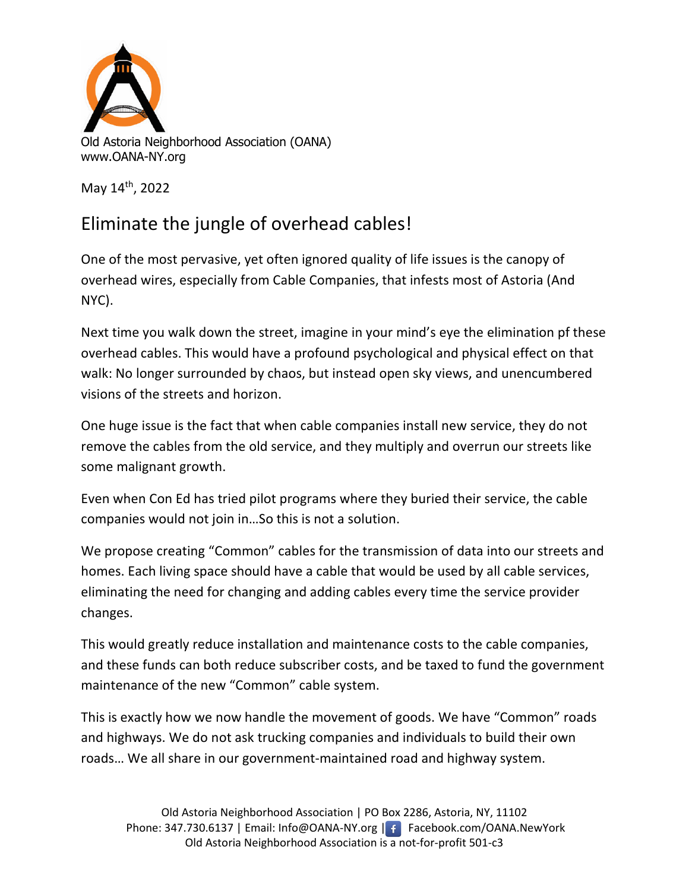Old Astoria Neighborhood Association (OANA)
www.OANA-NY.org

May 14th, 2022

# Eliminate the jungle of overhead cables!

One of the most pervasive, yet often ignored quality of life issues is the canopy of overhead wires, especially from Cable Companies, that infests most of Astoria (And NYC).

Next time you walk down the street, imagine in your mind's eye the elimination pf these overhead cables. This would have a profound psychological and physical effect on that walk: No longer surrounded by chaos, but instead open sky views, and unencumbered visions of the streets and horizon.

One huge issue is the fact that when cable companies install new service, they do not remove the cables from the old service, and they multiply and overrun our streets like some malignant growth.

Even when Con Ed has tried pilot programs where they buried their service, the cable companies would not join in…So this is not a solution.

We propose creating "Common" cables for the transmission of data into our streets and homes. Each living space should have a cable that would be used by all cable services, eliminating the need for changing and adding cables every time the service provider changes.

This would greatly reduce installation and maintenance costs to the cable companies, and these funds can both reduce subscriber costs, and be taxed to fund the government maintenance of the new "Common" cable system.

This is exactly how we now handle the movement of goods. We have "Common" roads and highways. We do not ask trucking companies and individuals to build their own roads… We all share in our government-maintained road and highway system.

Old Astoria Neighborhood Association | PO Box 2286, Astoria, NY, 11102
Phone: 347.730.6137 | Email: Info@OANA-NY.org | Facebook.com/OANA.NewYork
Old Astoria Neighborhood Association is a not-for-profit 501-c3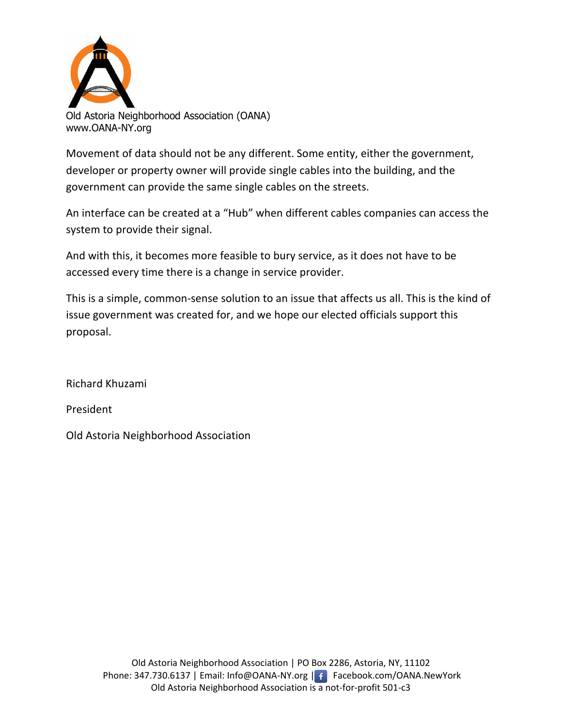Old Astoria Neighborhood Association (OANA)
www.OANA-NY.org

Movement of data should not be any different. Some entity, either the government, developer or property owner will provide single cables into the building, and the government can provide the same single cables on the streets.

An interface can be created at a "Hub" when different cables companies can access the system to provide their signal.

And with this, it becomes more feasible to bury service, as it does not have to be accessed every time there is a change in service provider.

This is a simple, common-sense solution to an issue that affects us all. This is the kind of issue government was created for, and we hope our elected officials support this proposal.

Richard Khuzami

President

Old Astoria Neighborhood Association

Old Astoria Neighborhood Association | PO Box 2286, Astoria, NY, 11102
Phone: 347.730.6137 | Email: Info@OANA-NY.org | Facebook.com/OANA.NewYork
Old Astoria Neighborhood Association is a not-for-profit 501-c3